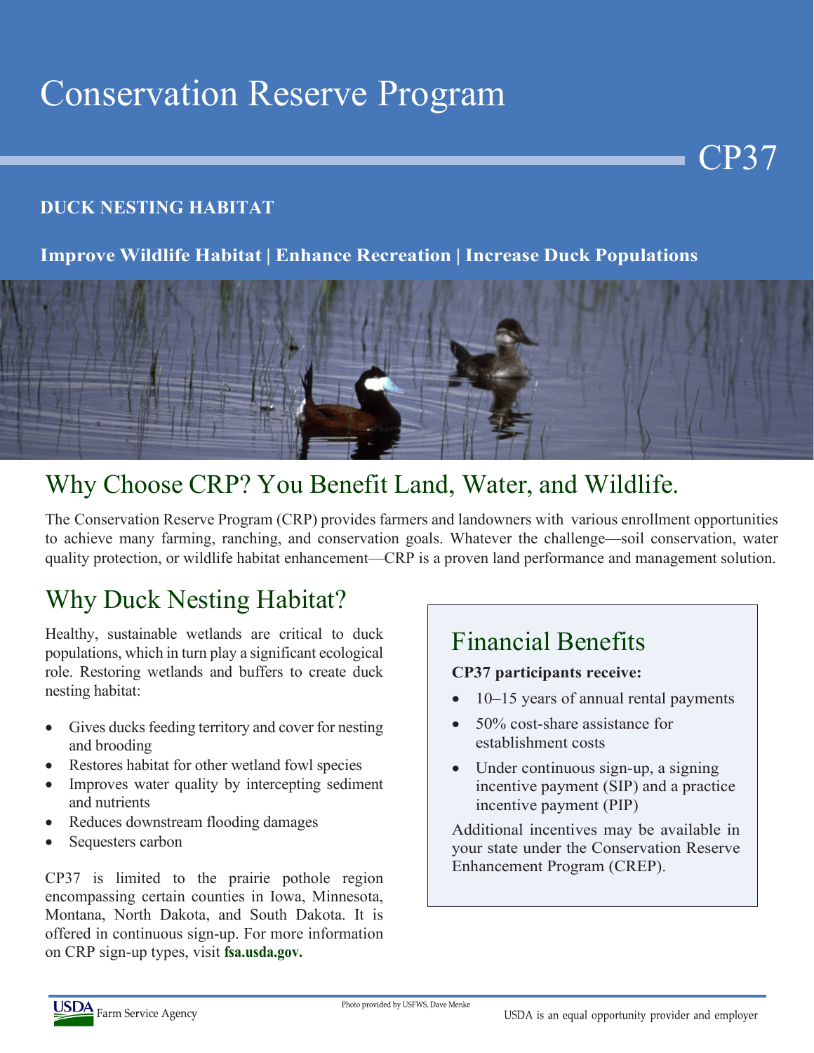# Conservation Reserve Program

CP37

**DUCK NESTING HABITAT**

**Improve Wildlife Habitat | Enhance Recreation | Increase Duck Populations**

## Why Choose CRP? You Benefit Land, Water, and Wildlife.

The Conservation Reserve Program (CRP) provides farmers and landowners with various enrollment opportunities to achieve many farming, ranching, and conservation goals. Whatever the challenge—soil conservation, water quality protection, or wildlife habitat enhancement—CRP is a proven land performance and management solution.

## Why Duck Nesting Habitat?

Healthy, sustainable wetlands are critical to duck populations, which in turn play a significant ecological role. Restoring wetlands and buffers to create duck nesting habitat:

- Gives ducks feeding territory and cover for nesting and brooding
- Restores habitat for other wetland fowl species
- Improves water quality by intercepting sediment and nutrients
- Reduces downstream flooding damages
- Sequesters carbon

CP37 is limited to the prairie pothole region encompassing certain counties in Iowa, Minnesota, Montana, North Dakota, and South Dakota. It is offered in continuous sign-up. For more information on CRP sign-up types, visit **fsa.usda.gov.**

## Financial Benefits

**CP37 participants receive:**

- 10–15 years of annual rental payments
- 50% cost-share assistance for establishment costs
- Under continuous sign-up, a signing incentive payment (SIP) and a practice incentive payment (PIP)

Additional incentives may be available in your state under the Conservation Reserve Enhancement Program (CREP).

Photo provided by USFWS, Dave Menke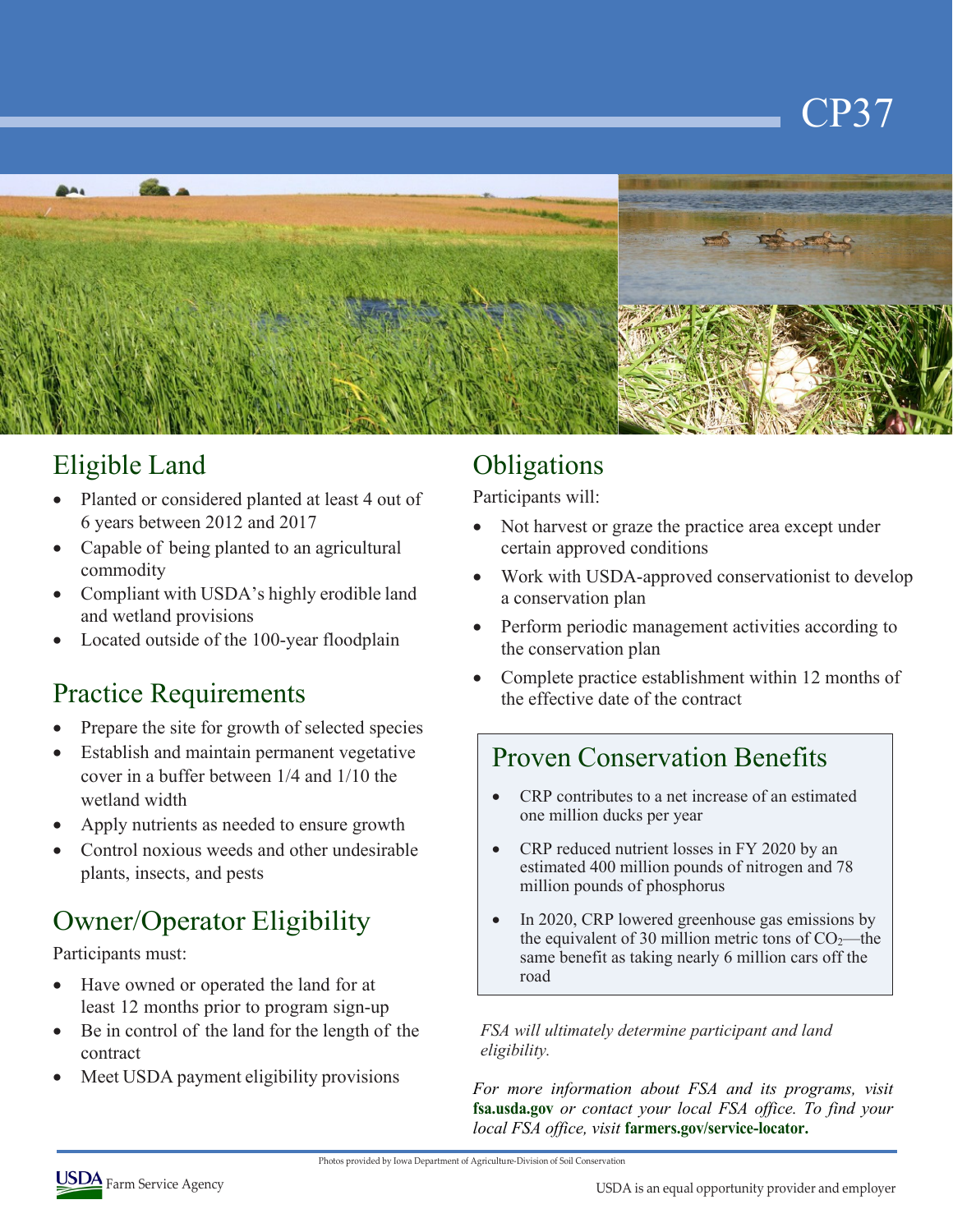# CP37

## Eligible Land

- Planted or considered planted at least 4 out of 6 years between 2012 and 2017
- Capable of being planted to an agricultural commodity
- Compliant with USDA's highly erodible land and wetland provisions
- Located outside of the 100-year floodplain

## Practice Requirements

- Prepare the site for growth of selected species
- Establish and maintain permanent vegetative cover in a buffer between 1/4 and 1/10 the wetland width
- Apply nutrients as needed to ensure growth
- Control noxious weeds and other undesirable plants, insects, and pests

## Owner/Operator Eligibility

Participants must:

- Have owned or operated the land for at least 12 months prior to program sign-up
- Be in control of the land for the length of the contract
- Meet USDA payment eligibility provisions

## Obligations

Participants will:

- Not harvest or graze the practice area except under certain approved conditions
- Work with USDA-approved conservationist to develop a conservation plan
- Perform periodic management activities according to the conservation plan
- Complete practice establishment within 12 months of the effective date of the contract

## Proven Conservation Benefits

- CRP contributes to a net increase of an estimated one million ducks per year
- CRP reduced nutrient losses in FY 2020 by an estimated 400 million pounds of nitrogen and 78 million pounds of phosphorus
- In 2020, CRP lowered greenhouse gas emissions by the equivalent of 30 million metric tons of $CO_2$—the same benefit as taking nearly 6 million cars off the road

*FSA will ultimately determine participant and land eligibility.*

*For more information about FSA and its programs, visit* **fsa.usda.gov** *or contact your local FSA office. To find your local FSA office, visit* **farmers.gov/service-locator.**

Photos provided by Iowa Department of Agriculture-Division of Soil Conservation

USDA Farm Service Agency

USDA is an equal opportunity provider and employer